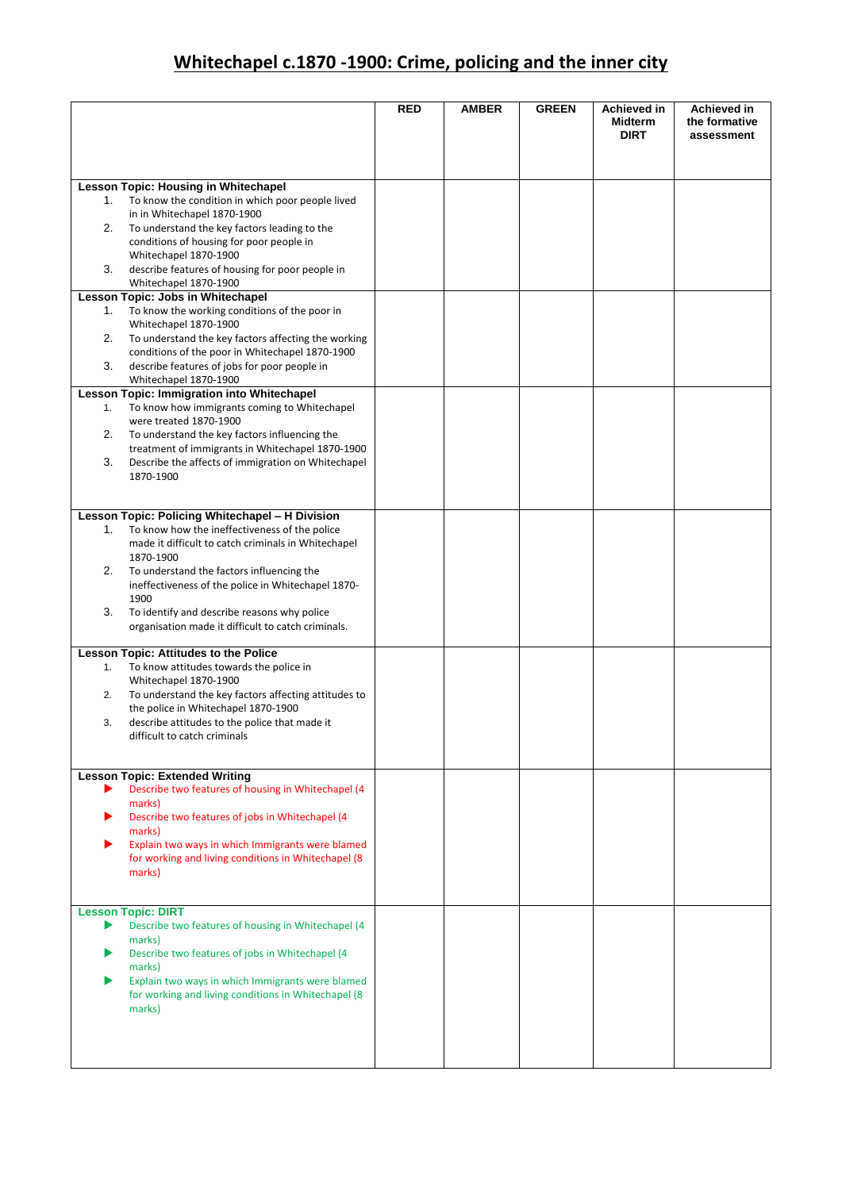# Whitechapel c.1870 -1900: Crime, policing and the inner city

| | RED | AMBER | GREEN | Achieved in Midterm DIRT | Achieved in the formative assessment |
|---|---|---|---|---|---|
| **Lesson Topic: Housing in Whitechapel**<br>1. To know the condition in which poor people lived in in Whitechapel 1870-1900<br>2. To understand the key factors leading to the conditions of housing for poor people in Whitechapel 1870-1900<br>3. describe features of housing for poor people in Whitechapel 1870-1900 | | | | | |
| **Lesson Topic: Jobs in Whitechapel**<br>1. To know the working conditions of the poor in Whitechapel 1870-1900<br>2. To understand the key factors affecting the working conditions of the poor in Whitechapel 1870-1900<br>3. describe features of jobs for poor people in Whitechapel 1870-1900 | | | | | |
| **Lesson Topic: Immigration into Whitechapel**<br>1. To know how immigrants coming to Whitechapel were treated 1870-1900<br>2. To understand the key factors influencing the treatment of immigrants in Whitechapel 1870-1900<br>3. Describe the affects of immigration on Whitechapel 1870-1900 | | | | | |
| **Lesson Topic: Policing Whitechapel – H Division**<br>1. To know how the ineffectiveness of the police made it difficult to catch criminals in Whitechapel 1870-1900<br>2. To understand the factors influencing the ineffectiveness of the police in Whitechapel 1870-1900<br>3. To identify and describe reasons why police organisation made it difficult to catch criminals. | | | | | |
| **Lesson Topic: Attitudes to the Police**<br>1. To know attitudes towards the police in Whitechapel 1870-1900<br>2. To understand the key factors affecting attitudes to the police in Whitechapel 1870-1900<br>3. describe attitudes to the police that made it difficult to catch criminals | | | | | |
| **Lesson Topic: Extended Writing**<br>▶ Describe two features of housing in Whitechapel (4 marks)<br>▶ Describe two features of jobs in Whitechapel (4 marks)<br>▶ Explain two ways in which Immigrants were blamed for working and living conditions in Whitechapel (8 marks) | | | | | |
| **Lesson Topic: DIRT**<br>▶ Describe two features of housing in Whitechapel (4 marks)<br>▶ Describe two features of jobs in Whitechapel (4 marks)<br>▶ Explain two ways in which Immigrants were blamed for working and living conditions in Whitechapel (8 marks) | | | | | |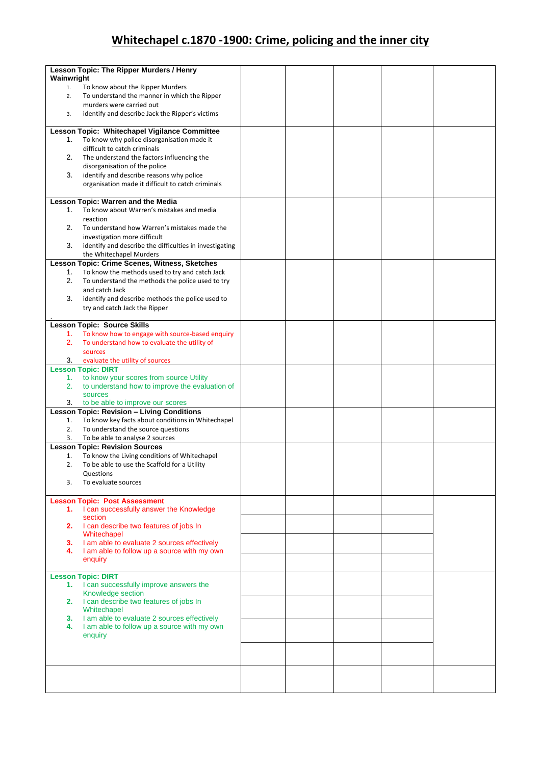# Whitechapel c.1870 -1900: Crime, policing and the inner city

| | | | | | |
|---|---|---|---|---|---|
| **Lesson Topic: The Ripper Murders / Henry Wainwright**<br>1. To know about the Ripper Murders<br>2. To understand the manner in which the Ripper murders were carried out<br>3. identify and describe Jack the Ripper's victims | | | | | |
| **Lesson Topic: Whitechapel Vigilance Committee**<br>1. To know why police disorganisation made it difficult to catch criminals<br>2. The understand the factors influencing the disorganisation of the police<br>3. identify and describe reasons why police organisation made it difficult to catch criminals | | | | | |
| **Lesson Topic: Warren and the Media**<br>1. To know about Warren's mistakes and media reaction<br>2. To understand how Warren's mistakes made the investigation more difficult<br>3. identify and describe the difficulties in investigating the Whitechapel Murders | | | | | |
| **Lesson Topic: Crime Scenes, Witness, Sketches**<br>1. To know the methods used to try and catch Jack<br>2. To understand the methods the police used to try and catch Jack<br>3. identify and describe methods the police used to try and catch Jack the Ripper<br>. | | | | | |
| **Lesson Topic: Source Skills**<br>1. To know how to engage with source-based enquiry<br>2. To understand how to evaluate the utility of sources<br>3. evaluate the utility of sources | | | | | |
| **Lesson Topic: DIRT**<br>1. to know your scores from source Utility<br>2. to understand how to improve the evaluation of sources<br>3. to be able to improve our scores | | | | | |
| **Lesson Topic: Revision – Living Conditions**<br>1. To know key facts about conditions in Whitechapel<br>2. To understand the source questions<br>3. To be able to analyse 2 sources | | | | | |
| **Lesson Topic: Revision Sources**<br>1. To know the Living conditions of Whitechapel<br>2. To be able to use the Scaffold for a Utility Questions<br>3. To evaluate sources | | | | | |
| **Lesson Topic: Post Assessment**<br>**1.** I can successfully answer the Knowledge section<br>**2.** I can describe two features of jobs In Whitechapel<br>**3.** I am able to evaluate 2 sources effectively<br>**4.** I am able to follow up a source with my own enquiry | | | | | |
| **Lesson Topic: DIRT**<br>**1.** I can successfully improve answers the Knowledge section<br>**2.** I can describe two features of jobs In Whitechapel<br>**3.** I am able to evaluate 2 sources effectively<br>**4.** I am able to follow up a source with my own enquiry | | | | | |
| | | | | | |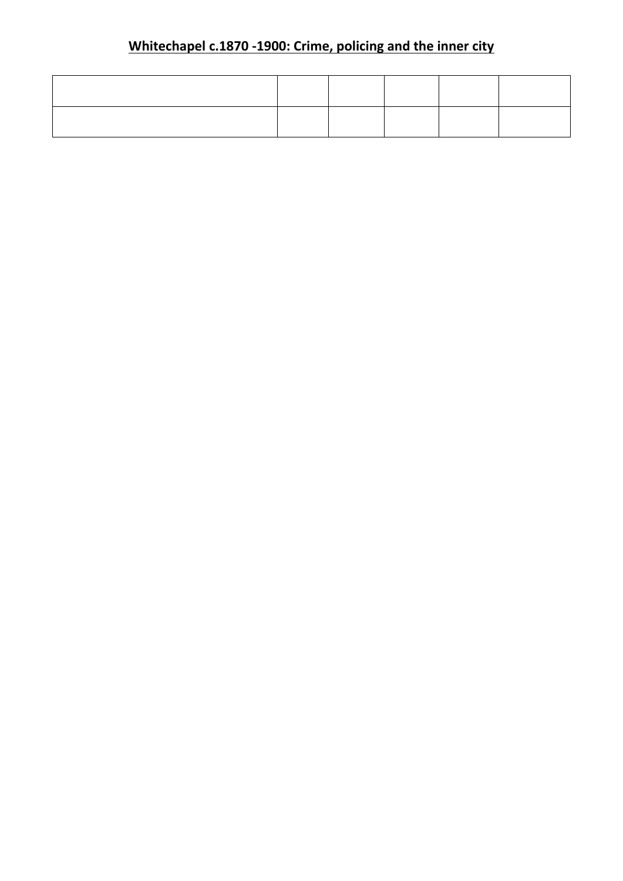## Whitechapel c.1870 -1900: Crime, policing and the inner city

| | | | | | |
|---|---|---|---|---|---|
| | | | | | |
| | | | | | |